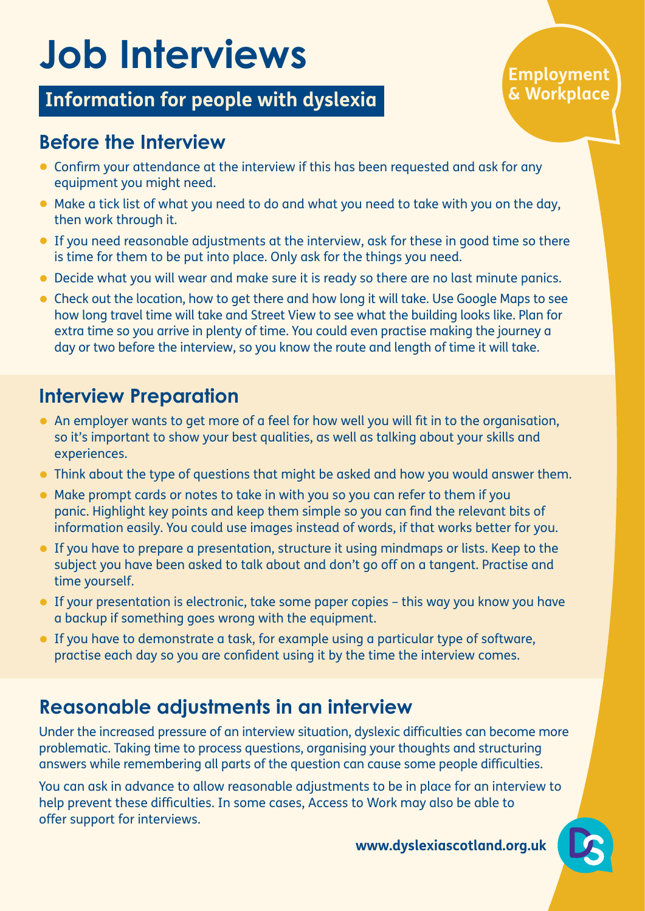# Job Interviews

**Information for people with dyslexia**

**Employment & Workplace**

## Before the Interview

- Confirm your attendance at the interview if this has been requested and ask for any equipment you might need.
- Make a tick list of what you need to do and what you need to take with you on the day, then work through it.
- If you need reasonable adjustments at the interview, ask for these in good time so there is time for them to be put into place. Only ask for the things you need.
- Decide what you will wear and make sure it is ready so there are no last minute panics.
- Check out the location, how to get there and how long it will take. Use Google Maps to see how long travel time will take and Street View to see what the building looks like. Plan for extra time so you arrive in plenty of time. You could even practise making the journey a day or two before the interview, so you know the route and length of time it will take.

## Interview Preparation

- An employer wants to get more of a feel for how well you will fit in to the organisation, so it's important to show your best qualities, as well as talking about your skills and experiences.
- Think about the type of questions that might be asked and how you would answer them.
- Make prompt cards or notes to take in with you so you can refer to them if you panic. Highlight key points and keep them simple so you can find the relevant bits of information easily. You could use images instead of words, if that works better for you.
- If you have to prepare a presentation, structure it using mindmaps or lists. Keep to the subject you have been asked to talk about and don't go off on a tangent. Practise and time yourself.
- If your presentation is electronic, take some paper copies – this way you know you have a backup if something goes wrong with the equipment.
- If you have to demonstrate a task, for example using a particular type of software, practise each day so you are confident using it by the time the interview comes.

## Reasonable adjustments in an interview

Under the increased pressure of an interview situation, dyslexic difficulties can become more problematic. Taking time to process questions, organising your thoughts and structuring answers while remembering all parts of the question can cause some people difficulties.

You can ask in advance to allow reasonable adjustments to be in place for an interview to help prevent these difficulties. In some cases, Access to Work may also be able to offer support for interviews.

www.dyslexiascotland.org.uk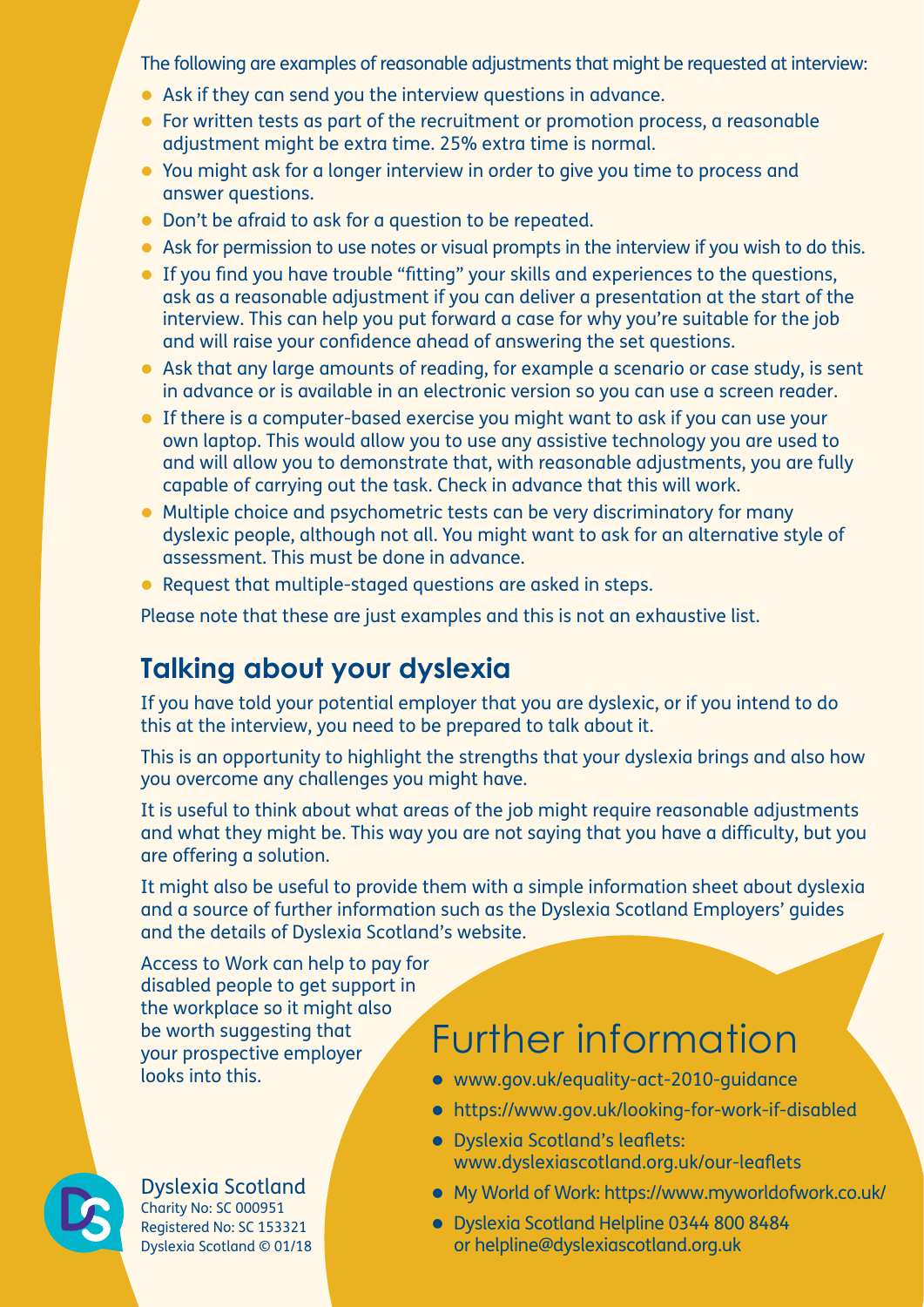The following are examples of reasonable adjustments that might be requested at interview:

- Ask if they can send you the interview questions in advance.
- For written tests as part of the recruitment or promotion process, a reasonable adjustment might be extra time. 25% extra time is normal.
- You might ask for a longer interview in order to give you time to process and answer questions.
- Don't be afraid to ask for a question to be repeated.
- Ask for permission to use notes or visual prompts in the interview if you wish to do this.
- If you find you have trouble "fitting" your skills and experiences to the questions, ask as a reasonable adjustment if you can deliver a presentation at the start of the interview. This can help you put forward a case for why you're suitable for the job and will raise your confidence ahead of answering the set questions.
- Ask that any large amounts of reading, for example a scenario or case study, is sent in advance or is available in an electronic version so you can use a screen reader.
- If there is a computer-based exercise you might want to ask if you can use your own laptop. This would allow you to use any assistive technology you are used to and will allow you to demonstrate that, with reasonable adjustments, you are fully capable of carrying out the task. Check in advance that this will work.
- Multiple choice and psychometric tests can be very discriminatory for many dyslexic people, although not all. You might want to ask for an alternative style of assessment. This must be done in advance.
- Request that multiple-staged questions are asked in steps.

Please note that these are just examples and this is not an exhaustive list.

## Talking about your dyslexia

If you have told your potential employer that you are dyslexic, or if you intend to do this at the interview, you need to be prepared to talk about it.

This is an opportunity to highlight the strengths that your dyslexia brings and also how you overcome any challenges you might have.

It is useful to think about what areas of the job might require reasonable adjustments and what they might be. This way you are not saying that you have a difficulty, but you are offering a solution.

It might also be useful to provide them with a simple information sheet about dyslexia and a source of further information such as the Dyslexia Scotland Employers' guides and the details of Dyslexia Scotland's website.

Access to Work can help to pay for disabled people to get support in the workplace so it might also be worth suggesting that your prospective employer looks into this.

## Further information

- www.gov.uk/equality-act-2010-guidance
- https://www.gov.uk/looking-for-work-if-disabled
- Dyslexia Scotland's leaflets: www.dyslexiascotland.org.uk/our-leaflets
- My World of Work: https://www.myworldofwork.co.uk/
- Dyslexia Scotland Helpline 0344 800 8484 or helpline@dyslexiascotland.org.uk

Dyslexia Scotland
Charity No: SC 000951
Registered No: SC 153321
Dyslexia Scotland © 01/18